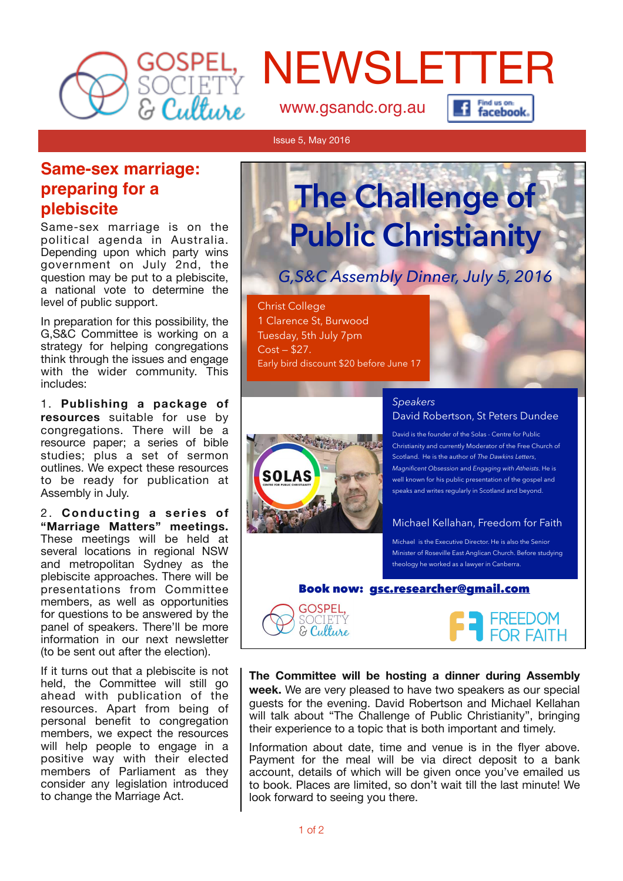# GOSPEL, SOCIETY & Culture NEWSLETTER

www.gsandc.org.au

Find us on: facebook

Issue 5, May 2016

## Same-sex marriage: preparing for a plebiscite

Same-sex marriage is on the political agenda in Australia. Depending upon which party wins government on July 2nd, the question may be put to a plebiscite, a national vote to determine the level of public support.

In preparation for this possibility, the G,S&C Committee is working on a strategy for helping congregations think through the issues and engage with the wider community. This includes:

1. **Publishing a package of resources** suitable for use by congregations. There will be a resource paper; a series of bible studies; plus a set of sermon outlines. We expect these resources to be ready for publication at Assembly in July.

2. **Conducting a series of "Marriage Matters" meetings.** These meetings will be held at several locations in regional NSW and metropolitan Sydney as the plebiscite approaches. There will be presentations from Committee members, as well as opportunities for questions to be answered by the panel of speakers. There'll be more information in our next newsletter (to be sent out after the election).

If it turns out that a plebiscite is not held, the Committee will still go ahead with publication of the resources. Apart from being of personal benefit to congregation members, we expect the resources will help people to engage in a positive way with their elected members of Parliament as they consider any legislation introduced to change the Marriage Act.

## The Challenge of Public Christianity

*G,S&C Assembly Dinner, July 5, 2016*

Christ College
1 Clarence St, Burwood
Tuesday, 5th July 7pm
Cost – $27.
Early bird discount $20 before June 17

*Speakers*

David Robertson, St Peters Dundee

David is the founder of the Solas - Centre for Public Christianity and currently Moderator of the Free Church of Scotland. He is the author of *The Dawkins Letters*, *Magnificent Obsession* and *Engaging with Atheists*. He is well known for his public presentation of the gospel and speaks and writes regularly in Scotland and beyond.

Michael Kellahan, Freedom for Faith

Michael is the Executive Director. He is also the Senior Minister of Roseville East Anglican Church. Before studying theology he worked as a lawyer in Canberra.

**Book now: gsc.researcher@gmail.com**

GOSPEL, SOCIETY & Culture — FREEDOM FOR FAITH

**The Committee will be hosting a dinner during Assembly week.** We are very pleased to have two speakers as our special guests for the evening. David Robertson and Michael Kellahan will talk about "The Challenge of Public Christianity", bringing their experience to a topic that is both important and timely.

Information about date, time and venue is in the flyer above. Payment for the meal will be via direct deposit to a bank account, details of which will be given once you've emailed us to book. Places are limited, so don't wait till the last minute! We look forward to seeing you there.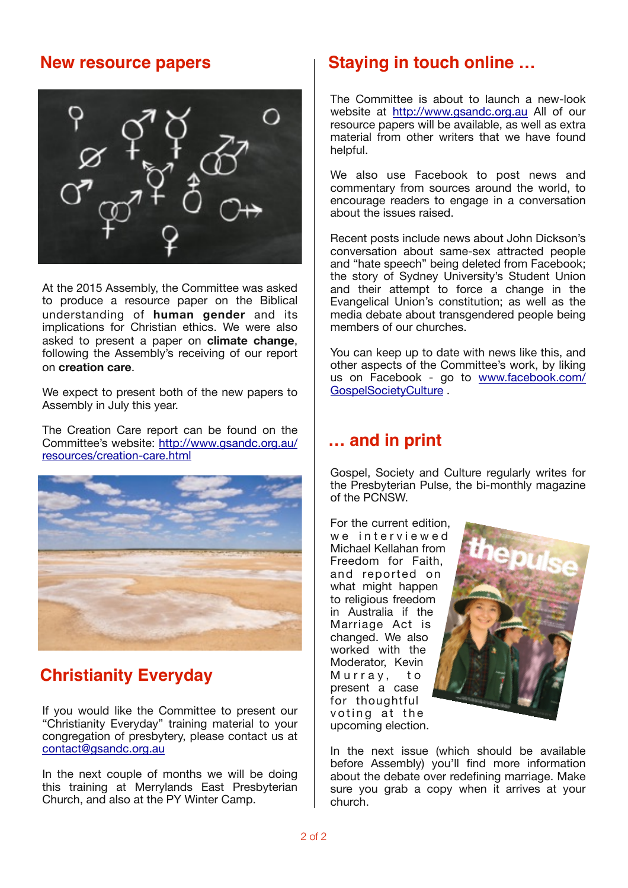## New resource papers

At the 2015 Assembly, the Committee was asked to produce a resource paper on the Biblical understanding of **human gender** and its implications for Christian ethics. We were also asked to present a paper on **climate change**, following the Assembly's receiving of our report on **creation care**.

We expect to present both of the new papers to Assembly in July this year.

The Creation Care report can be found on the Committee's website: http://www.gsandc.org.au/resources/creation-care.html

## Christianity Everyday

If you would like the Committee to present our "Christianity Everyday" training material to your congregation of presbytery, please contact us at contact@gsandc.org.au

In the next couple of months we will be doing this training at Merrylands East Presbyterian Church, and also at the PY Winter Camp.

## Staying in touch online …

The Committee is about to launch a new-look website at http://www.gsandc.org.au All of our resource papers will be available, as well as extra material from other writers that we have found helpful.

We also use Facebook to post news and commentary from sources around the world, to encourage readers to engage in a conversation about the issues raised.

Recent posts include news about John Dickson's conversation about same-sex attracted people and "hate speech" being deleted from Facebook; the story of Sydney University's Student Union and their attempt to force a change in the Evangelical Union's constitution; as well as the media debate about transgendered people being members of our churches.

You can keep up to date with news like this, and other aspects of the Committee's work, by liking us on Facebook - go to www.facebook.com/GospelSocietyCulture .

## … and in print

Gospel, Society and Culture regularly writes for the Presbyterian Pulse, the bi-monthly magazine of the PCNSW.

For the current edition, we interviewed Michael Kellahan from Freedom for Faith, and reported on what might happen to religious freedom in Australia if the Marriage Act is changed. We also worked with the Moderator, Kevin Murray, to present a case for thoughtful voting at the upcoming election.

In the next issue (which should be available before Assembly) you'll find more information about the debate over redefining marriage. Make sure you grab a copy when it arrives at your church.